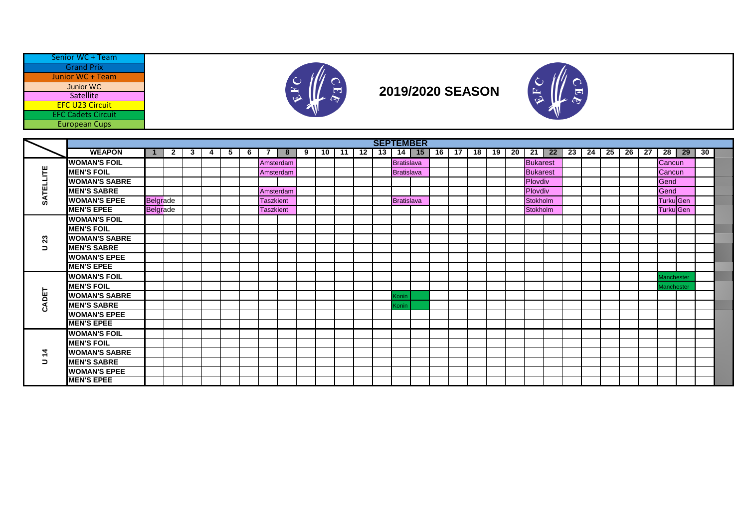| Legend |
|---|
| Senior WC + Team |
| Grand Prix |
| Junior WC + Team |
| Junior WC |
| Satellite |
| EFC U23 Circuit |
| EFC Cadets Circuit |
| European Cups |

# 2019/2020 SEASON

| | WEAPON | 1 | 2 | 3 | 4 | 5 | 6 | 7 | 8 | 9 | 10 | 11 | 12 | 13 | 14 | 15 | 16 | 17 | 18 | 19 | 20 | 21 | 22 | 23 | 24 | 25 | 26 | 27 | 28 | 29 | 30 |
|---|---|---|---|---|---|---|---|---|---|---|---|---|---|---|---|---|---|---|---|---|---|---|---|---|---|---|---|---|---|---|---|
| | **SEPTEMBER** | | | | | | | | | | | | | | | | | | | | | | | | | | | | | | |
| SATELLITE | WOMAN'S FOIL | | | | | | | Amsterdam | | | | | | | Bratislava | | | | | | | Bukarest | | | | | | | Cancun | | |
| | MEN'S FOIL | | | | | | | Amsterdam | | | | | | | Bratislava | | | | | | | Bukarest | | | | | | | Cancun | | |
| | WOMAN'S SABRE | | | | | | | | | | | | | | | | | | | | | Plovdiv | | | | | | | Gend | | |
| | MEN'S SABRE | | | | | | | Amsterdam | | | | | | | | | | | | | | Plovdiv | | | | | | | Gend | | |
| | WOMAN'S EPEE | Belgrade | | | | | | Taszkient | | | | | | | Bratislava | | | | | | | Stokholm | | | | | | | Turku | Gen | |
| | MEN'S EPEE | Belgrade | | | | | | Taszkient | | | | | | | | | | | | | | Stokholm | | | | | | | Turku | Gen | |
| U 23 | WOMAN'S FOIL | | | | | | | | | | | | | | | | | | | | | | | | | | | | | | |
| | MEN'S FOIL | | | | | | | | | | | | | | | | | | | | | | | | | | | | | | |
| | WOMAN'S SABRE | | | | | | | | | | | | | | | | | | | | | | | | | | | | | | |
| | MEN'S SABRE | | | | | | | | | | | | | | | | | | | | | | | | | | | | | | |
| | WOMAN'S EPEE | | | | | | | | | | | | | | | | | | | | | | | | | | | | | | |
| | MEN'S EPEE | | | | | | | | | | | | | | | | | | | | | | | | | | | | | | |
| CADET | WOMAN'S FOIL | | | | | | | | | | | | | | | | | | | | | | | | | | | | Manchester | | |
| | MEN'S FOIL | | | | | | | | | | | | | | | | | | | | | | | | | | | | Manchester | | |
| | WOMAN'S SABRE | | | | | | | | | | | | | | Konin | | | | | | | | | | | | | | | | |
| | MEN'S SABRE | | | | | | | | | | | | | | Konin | | | | | | | | | | | | | | | | |
| | WOMAN'S EPEE | | | | | | | | | | | | | | | | | | | | | | | | | | | | | | |
| | MEN'S EPEE | | | | | | | | | | | | | | | | | | | | | | | | | | | | | | |
| U 14 | WOMAN'S FOIL | | | | | | | | | | | | | | | | | | | | | | | | | | | | | | |
| | MEN'S FOIL | | | | | | | | | | | | | | | | | | | | | | | | | | | | | | |
| | WOMAN'S SABRE | | | | | | | | | | | | | | | | | | | | | | | | | | | | | | |
| | MEN'S SABRE | | | | | | | | | | | | | | | | | | | | | | | | | | | | | | |
| | WOMAN'S EPEE | | | | | | | | | | | | | | | | | | | | | | | | | | | | | | |
| | MEN'S EPEE | | | | | | | | | | | | | | | | | | | | | | | | | | | | | | |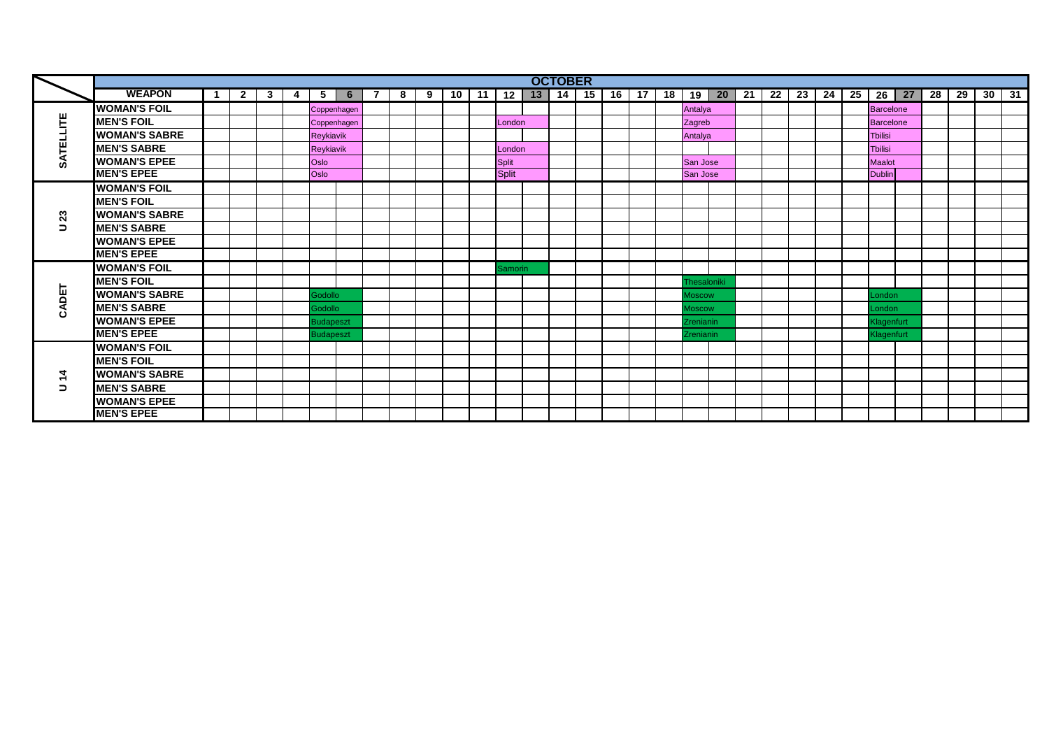| | WEAPON | 1 | 2 | 3 | 4 | 5 | 6 | 7 | 8 | 9 | 10 | 11 | 12 | 13 | 14 | 15 | 16 | 17 | 18 | 19 | 20 | 21 | 22 | 23 | 24 | 25 | 26 | 27 | 28 | 29 | 30 | 31 |
|---|---|---|---|---|---|---|---|---|---|---|---|---|---|---|---|---|---|---|---|---|---|---|---|---|---|---|---|---|---|---|---|---|
| | **OCTOBER** | | | | | | | | | | | | | | | | | | | | | | | | | | | | | | | |
| SATELLITE | WOMAN'S FOIL | | | | | Coppenhagen | | | | | | | | | | | | | | Antalya | | | | | | | Barcelone | | | | | |
| | MEN'S FOIL | | | | | Coppenhagen | | | | | | | London | | | | | | | Zagreb | | | | | | | Barcelone | | | | | |
| | WOMAN'S SABRE | | | | | Reykiavik | | | | | | | | | | | | | | Antalya | | | | | | | Tbilisi | | | | | |
| | MEN'S SABRE | | | | | Reykiavik | | | | | | | London | | | | | | | | | | | | | | Tbilisi | | | | | |
| | WOMAN'S EPEE | | | | | Oslo | | | | | | | Split | | | | | | | San Jose | | | | | | | Maalot | | | | | |
| | MEN'S EPEE | | | | | Oslo | | | | | | | Split | | | | | | | San Jose | | | | | | | Dublin | | | | | |
| U 23 | WOMAN'S FOIL | | | | | | | | | | | | | | | | | | | | | | | | | | | | | | | |
| | MEN'S FOIL | | | | | | | | | | | | | | | | | | | | | | | | | | | | | | | |
| | WOMAN'S SABRE | | | | | | | | | | | | | | | | | | | | | | | | | | | | | | | |
| | MEN'S SABRE | | | | | | | | | | | | | | | | | | | | | | | | | | | | | | | |
| | WOMAN'S EPEE | | | | | | | | | | | | | | | | | | | | | | | | | | | | | | | |
| | MEN'S EPEE | | | | | | | | | | | | | | | | | | | | | | | | | | | | | | | |
| CADET | WOMAN'S FOIL | | | | | | | | | | | | Samorin | | | | | | | | | | | | | | | | | | | |
| | MEN'S FOIL | | | | | | | | | | | | | | | | | | | Thesaloniki | | | | | | | | | | | | |
| | WOMAN'S SABRE | | | | | Godollo | | | | | | | | | | | | | | Moscow | | | | | | | London | | | | | |
| | MEN'S SABRE | | | | | Godollo | | | | | | | | | | | | | | Moscow | | | | | | | London | | | | | |
| | WOMAN'S EPEE | | | | | Budapeszt | | | | | | | | | | | | | | Zrenianin | | | | | | | Klagenfurt | | | | | |
| | MEN'S EPEE | | | | | Budapeszt | | | | | | | | | | | | | | Zrenianin | | | | | | | Klagenfurt | | | | | |
| U 14 | WOMAN'S FOIL | | | | | | | | | | | | | | | | | | | | | | | | | | | | | | | |
| | MEN'S FOIL | | | | | | | | | | | | | | | | | | | | | | | | | | | | | | | |
| | WOMAN'S SABRE | | | | | | | | | | | | | | | | | | | | | | | | | | | | | | | |
| | MEN'S SABRE | | | | | | | | | | | | | | | | | | | | | | | | | | | | | | | |
| | WOMAN'S EPEE | | | | | | | | | | | | | | | | | | | | | | | | | | | | | | | |
| | MEN'S EPEE | | | | | | | | | | | | | | | | | | | | | | | | | | | | | | | |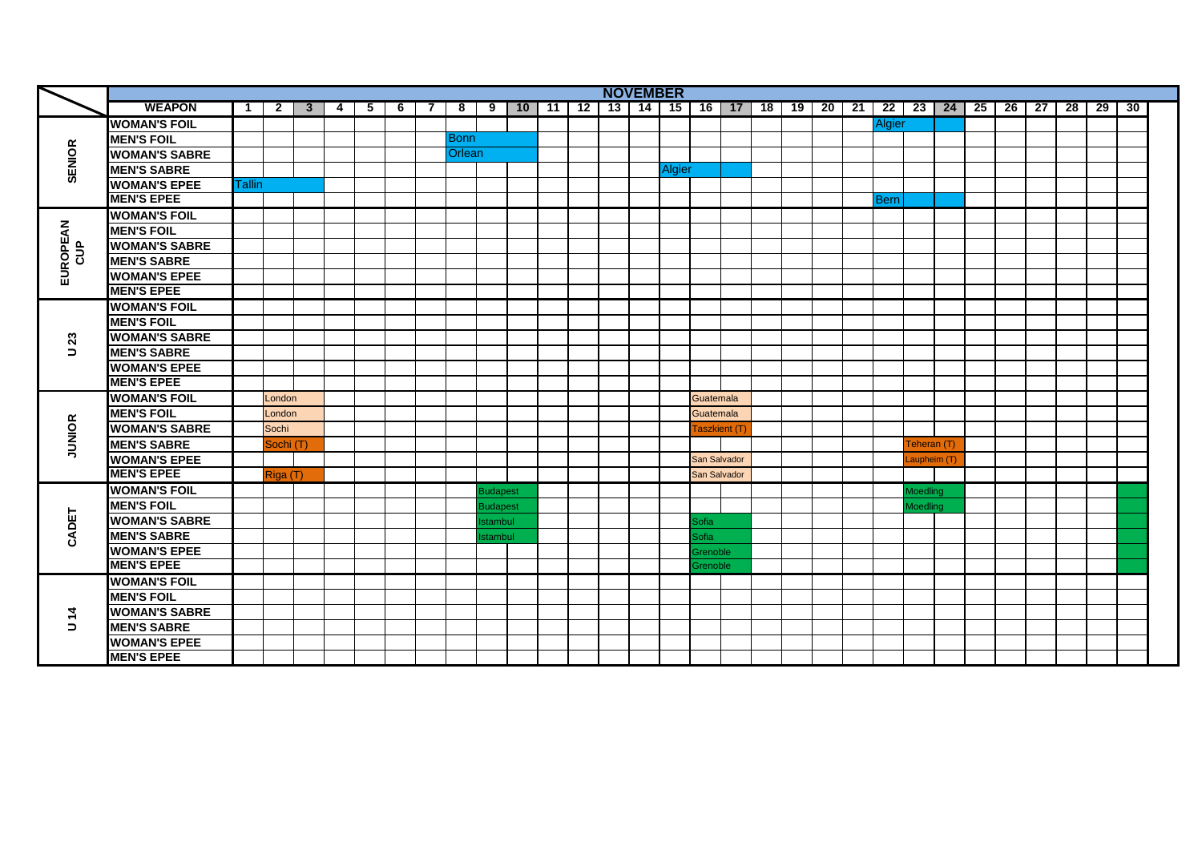## NOVEMBER

| | WEAPON | 1 | 2 | 3 | 4 | 5 | 6 | 7 | 8 | 9 | 10 | 11 | 12 | 13 | 14 | 15 | 16 | 17 | 18 | 19 | 20 | 21 | 22 | 23 | 24 | 25 | 26 | 27 | 28 | 29 | 30 |
|---|---|---|---|---|---|---|---|---|---|---|---|---|---|---|---|---|---|---|---|---|---|---|---|---|---|---|---|---|---|---|---|
| SENIOR | WOMAN'S FOIL | | | | | | | | | | | | | | | | | | | | | | Algier | | | | | | | | |
| | MEN'S FOIL | | | | | | | | Bonn | | | | | | | | | | | | | | | | | | | | | | |
| | WOMAN'S SABRE | | | | | | | | Orlean | | | | | | | | | | | | | | | | | | | | | | |
| | MEN'S SABRE | | | | | | | | | | | | | | | Algier | | | | | | | | | | | | | | | |
| | WOMAN'S EPEE | Tallin | | | | | | | | | | | | | | | | | | | | | | | | | | | | | |
| | MEN'S EPEE | | | | | | | | | | | | | | | | | | | | | | Bern | | | | | | | | |
| EUROPEAN CUP | WOMAN'S FOIL | | | | | | | | | | | | | | | | | | | | | | | | | | | | | | |
| | MEN'S FOIL | | | | | | | | | | | | | | | | | | | | | | | | | | | | | | |
| | WOMAN'S SABRE | | | | | | | | | | | | | | | | | | | | | | | | | | | | | | |
| | MEN'S SABRE | | | | | | | | | | | | | | | | | | | | | | | | | | | | | | |
| | WOMAN'S EPEE | | | | | | | | | | | | | | | | | | | | | | | | | | | | | | |
| | MEN'S EPEE | | | | | | | | | | | | | | | | | | | | | | | | | | | | | | |
| U 23 | WOMAN'S FOIL | | | | | | | | | | | | | | | | | | | | | | | | | | | | | | |
| | MEN'S FOIL | | | | | | | | | | | | | | | | | | | | | | | | | | | | | | |
| | WOMAN'S SABRE | | | | | | | | | | | | | | | | | | | | | | | | | | | | | | |
| | MEN'S SABRE | | | | | | | | | | | | | | | | | | | | | | | | | | | | | | |
| | WOMAN'S EPEE | | | | | | | | | | | | | | | | | | | | | | | | | | | | | | |
| | MEN'S EPEE | | | | | | | | | | | | | | | | | | | | | | | | | | | | | | |
| JUNIOR | WOMAN'S FOIL | | London | | | | | | | | | | | | | | Guatemala | | | | | | | | | | | | | | |
| | MEN'S FOIL | | London | | | | | | | | | | | | | | Guatemala | | | | | | | | | | | | | | |
| | WOMAN'S SABRE | | Sochi | | | | | | | | | | | | | | Taszkient (T) | | | | | | | | | | | | | | |
| | MEN'S SABRE | | Sochi (T) | | | | | | | | | | | | | | | | | | | | | Teheran (T) | | | | | | | |
| | WOMAN'S EPEE | | | | | | | | | | | | | | | | San Salvador | | | | | | | Laupheim (T) | | | | | | | |
| | MEN'S EPEE | | Riga (T) | | | | | | | | | | | | | | San Salvador | | | | | | | | | | | | | | |
| CADET | WOMAN'S FOIL | | | | | | | | | Budapest | | | | | | | | | | | | | | Moedling | | | | | | | |
| | MEN'S FOIL | | | | | | | | | Budapest | | | | | | | | | | | | | | Moedling | | | | | | | |
| | WOMAN'S SABRE | | | | | | | | | Istambul | | | | | | | Sofia | | | | | | | | | | | | | | |
| | MEN'S SABRE | | | | | | | | | Istambul | | | | | | | Sofia | | | | | | | | | | | | | | |
| | WOMAN'S EPEE | | | | | | | | | | | | | | | | Grenoble | | | | | | | | | | | | | | |
| | MEN'S EPEE | | | | | | | | | | | | | | | | Grenoble | | | | | | | | | | | | | | |
| U 14 | WOMAN'S FOIL | | | | | | | | | | | | | | | | | | | | | | | | | | | | | | |
| | MEN'S FOIL | | | | | | | | | | | | | | | | | | | | | | | | | | | | | | |
| | WOMAN'S SABRE | | | | | | | | | | | | | | | | | | | | | | | | | | | | | | |
| | MEN'S SABRE | | | | | | | | | | | | | | | | | | | | | | | | | | | | | | |
| | WOMAN'S EPEE | | | | | | | | | | | | | | | | | | | | | | | | | | | | | | |
| | MEN'S EPEE | | | | | | | | | | | | | | | | | | | | | | | | | | | | | | |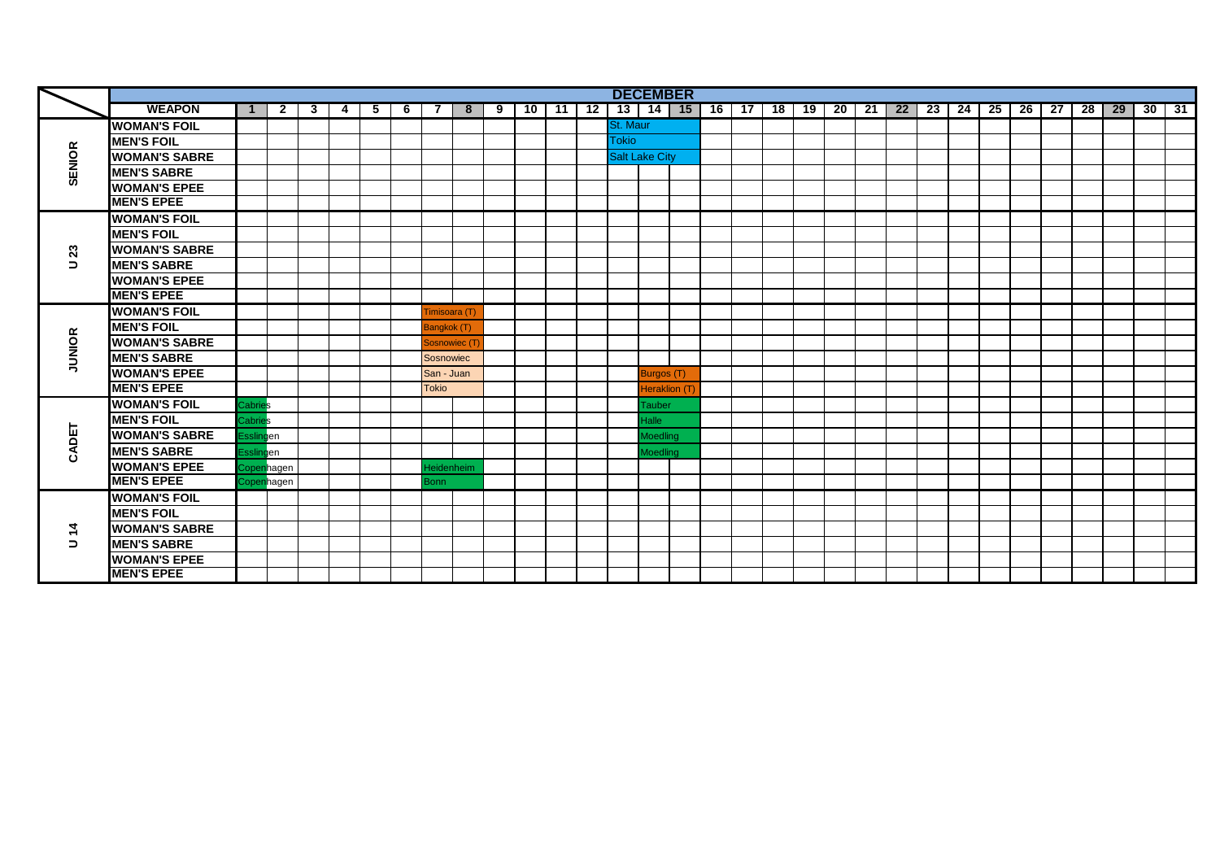| | WEAPON | 1 | 2 | 3 | 4 | 5 | 6 | 7 | 8 | 9 | 10 | 11 | 12 | 13 | 14 | 15 | 16 | 17 | 18 | 19 | 20 | 21 | 22 | 23 | 24 | 25 | 26 | 27 | 28 | 29 | 30 | 31 |
|---|---|---|---|---|---|---|---|---|---|---|---|---|---|---|---|---|---|---|---|---|---|---|---|---|---|---|---|---|---|---|---|---|
| | | | | | | | | | | | | | | DECEMBER | | | | | | | | | | | | | | | | | | |
| SENIOR | WOMAN'S FOIL | | | | | | | | | | | | | St. Maur | | | | | | | | | | | | | | | | | | |
| | MEN'S FOIL | | | | | | | | | | | | | Tokio | | | | | | | | | | | | | | | | | | |
| | WOMAN'S SABRE | | | | | | | | | | | | | Salt Lake City | | | | | | | | | | | | | | | | | | |
| | MEN'S SABRE | | | | | | | | | | | | | | | | | | | | | | | | | | | | | | | |
| | WOMAN'S EPEE | | | | | | | | | | | | | | | | | | | | | | | | | | | | | | | |
| | MEN'S EPEE | | | | | | | | | | | | | | | | | | | | | | | | | | | | | | | |
| U 23 | WOMAN'S FOIL | | | | | | | | | | | | | | | | | | | | | | | | | | | | | | | |
| | MEN'S FOIL | | | | | | | | | | | | | | | | | | | | | | | | | | | | | | | |
| | WOMAN'S SABRE | | | | | | | | | | | | | | | | | | | | | | | | | | | | | | | |
| | MEN'S SABRE | | | | | | | | | | | | | | | | | | | | | | | | | | | | | | | |
| | WOMAN'S EPEE | | | | | | | | | | | | | | | | | | | | | | | | | | | | | | | |
| | MEN'S EPEE | | | | | | | | | | | | | | | | | | | | | | | | | | | | | | | |
| JUNIOR | WOMAN'S FOIL | | | | | | | Timisoara (T) | | | | | | | | | | | | | | | | | | | | | | | | |
| | MEN'S FOIL | | | | | | | Bangkok (T) | | | | | | | | | | | | | | | | | | | | | | | | |
| | WOMAN'S SABRE | | | | | | | Sosnowiec (T) | | | | | | | | | | | | | | | | | | | | | | | | |
| | MEN'S SABRE | | | | | | | Sosnowiec | | | | | | | | | | | | | | | | | | | | | | | | |
| | WOMAN'S EPEE | | | | | | | San - Juan | | | | | | | Burgos (T) | | | | | | | | | | | | | | | | | |
| | MEN'S EPEE | | | | | | | Tokio | | | | | | | Heraklion (T) | | | | | | | | | | | | | | | | | |
| CADET | WOMAN'S FOIL | Cabries | | | | | | | | | | | | | Tauber | | | | | | | | | | | | | | | | | |
| | MEN'S FOIL | Cabries | | | | | | | | | | | | | Halle | | | | | | | | | | | | | | | | | |
| | WOMAN'S SABRE | Esslingen | | | | | | | | | | | | | Moedling | | | | | | | | | | | | | | | | | |
| | MEN'S SABRE | Esslingen | | | | | | | | | | | | | Moedling | | | | | | | | | | | | | | | | | |
| | WOMAN'S EPEE | Copenhagen | | | | | | Heidenheim | | | | | | | | | | | | | | | | | | | | | | | | |
| | MEN'S EPEE | Copenhagen | | | | | | Bonn | | | | | | | | | | | | | | | | | | | | | | | | |
| U 14 | WOMAN'S FOIL | | | | | | | | | | | | | | | | | | | | | | | | | | | | | | | |
| | MEN'S FOIL | | | | | | | | | | | | | | | | | | | | | | | | | | | | | | | |
| | WOMAN'S SABRE | | | | | | | | | | | | | | | | | | | | | | | | | | | | | | | |
| | MEN'S SABRE | | | | | | | | | | | | | | | | | | | | | | | | | | | | | | | |
| | WOMAN'S EPEE | | | | | | | | | | | | | | | | | | | | | | | | | | | | | | | |
| | MEN'S EPEE | | | | | | | | | | | | | | | | | | | | | | | | | | | | | | | |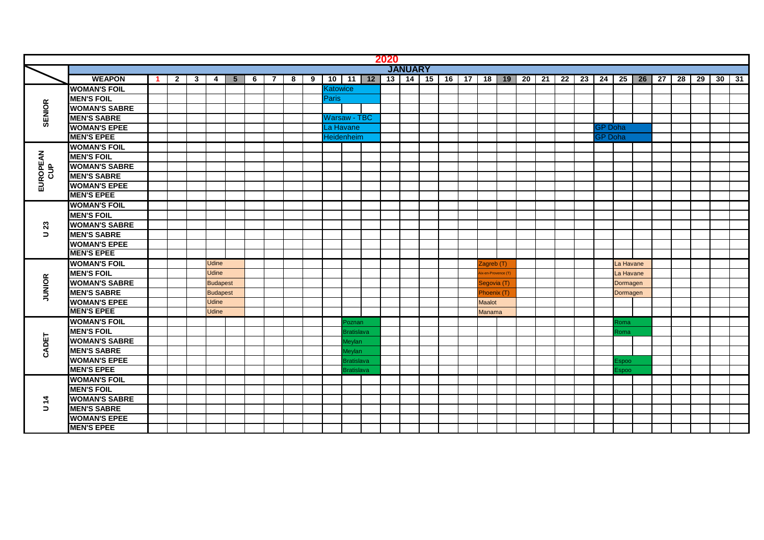# 2020

## JANUARY

| | WEAPON | 1 | 2 | 3 | 4 | 5 | 6 | 7 | 8 | 9 | 10 | 11 | 12 | 13 | 14 | 15 | 16 | 17 | 18 | 19 | 20 | 21 | 22 | 23 | 24 | 25 | 26 | 27 | 28 | 29 | 30 | 31 |
|---|---|---|---|---|---|---|---|---|---|---|---|---|---|---|---|---|---|---|---|---|---|---|---|---|---|---|---|---|---|---|---|---|
| SENIOR | WOMAN'S FOIL | | | | | | | | | | Katowice | | | | | | | | | | | | | | | | | | | | | |
| | MEN'S FOIL | | | | | | | | | | Paris | | | | | | | | | | | | | | | | | | | | | |
| | WOMAN'S SABRE | | | | | | | | | | | | | | | | | | | | | | | | | | | | | | | |
| | MEN'S SABRE | | | | | | | | | | Warsaw - TBC | | | | | | | | | | | | | | | | | | | | | |
| | WOMAN'S EPEE | | | | | | | | | | La Havane | | | | | | | | | | | | | | GP Doha | | | | | | | |
| | MEN'S EPEE | | | | | | | | | | Heidenheim | | | | | | | | | | | | | | GP Doha | | | | | | | |
| EUROPEAN CUP | WOMAN'S FOIL | | | | | | | | | | | | | | | | | | | | | | | | | | | | | | | |
| | MEN'S FOIL | | | | | | | | | | | | | | | | | | | | | | | | | | | | | | | |
| | WOMAN'S SABRE | | | | | | | | | | | | | | | | | | | | | | | | | | | | | | | |
| | MEN'S SABRE | | | | | | | | | | | | | | | | | | | | | | | | | | | | | | | |
| | WOMAN'S EPEE | | | | | | | | | | | | | | | | | | | | | | | | | | | | | | | |
| | MEN'S EPEE | | | | | | | | | | | | | | | | | | | | | | | | | | | | | | | |
| U 23 | WOMAN'S FOIL | | | | | | | | | | | | | | | | | | | | | | | | | | | | | | | |
| | MEN'S FOIL | | | | | | | | | | | | | | | | | | | | | | | | | | | | | | | |
| | WOMAN'S SABRE | | | | | | | | | | | | | | | | | | | | | | | | | | | | | | | |
| | MEN'S SABRE | | | | | | | | | | | | | | | | | | | | | | | | | | | | | | | |
| | WOMAN'S EPEE | | | | | | | | | | | | | | | | | | | | | | | | | | | | | | | |
| | MEN'S EPEE | | | | | | | | | | | | | | | | | | | | | | | | | | | | | | | |
| JUNIOR | WOMAN'S FOIL | | | | Udine | | | | | | | | | | | | | | Zagreb (T) | | | | | | | La Havane | | | | | | |
| | MEN'S FOIL | | | | Udine | | | | | | | | | | | | | | Aix-en-Provence (T) | | | | | | | La Havane | | | | | | |
| | WOMAN'S SABRE | | | | Budapest | | | | | | | | | | | | | | Segovia (T) | | | | | | | Dormagen | | | | | | |
| | MEN'S SABRE | | | | Budapest | | | | | | | | | | | | | | Phoenix (T) | | | | | | | Dormagen | | | | | | |
| | WOMAN'S EPEE | | | | Udine | | | | | | | | | | | | | | Maalot | | | | | | | | | | | | | |
| | MEN'S EPEE | | | | Udine | | | | | | | | | | | | | | Manama | | | | | | | | | | | | | |
| CADET | WOMAN'S FOIL | | | | | | | | | | | Poznan | | | | | | | | | | | | | | Roma | | | | | | |
| | MEN'S FOIL | | | | | | | | | | | Bratislava | | | | | | | | | | | | | | Roma | | | | | | |
| | WOMAN'S SABRE | | | | | | | | | | | Meylan | | | | | | | | | | | | | | | | | | | | |
| | MEN'S SABRE | | | | | | | | | | | Meylan | | | | | | | | | | | | | | | | | | | | |
| | WOMAN'S EPEE | | | | | | | | | | | Bratislava | | | | | | | | | | | | | | Espoo | | | | | | |
| | MEN'S EPEE | | | | | | | | | | | Bratislava | | | | | | | | | | | | | | Espoo | | | | | | |
| U 14 | WOMAN'S FOIL | | | | | | | | | | | | | | | | | | | | | | | | | | | | | | | |
| | MEN'S FOIL | | | | | | | | | | | | | | | | | | | | | | | | | | | | | | | |
| | WOMAN'S SABRE | | | | | | | | | | | | | | | | | | | | | | | | | | | | | | | |
| | MEN'S SABRE | | | | | | | | | | | | | | | | | | | | | | | | | | | | | | | |
| | WOMAN'S EPEE | | | | | | | | | | | | | | | | | | | | | | | | | | | | | | | |
| | MEN'S EPEE | | | | | | | | | | | | | | | | | | | | | | | | | | | | | | | |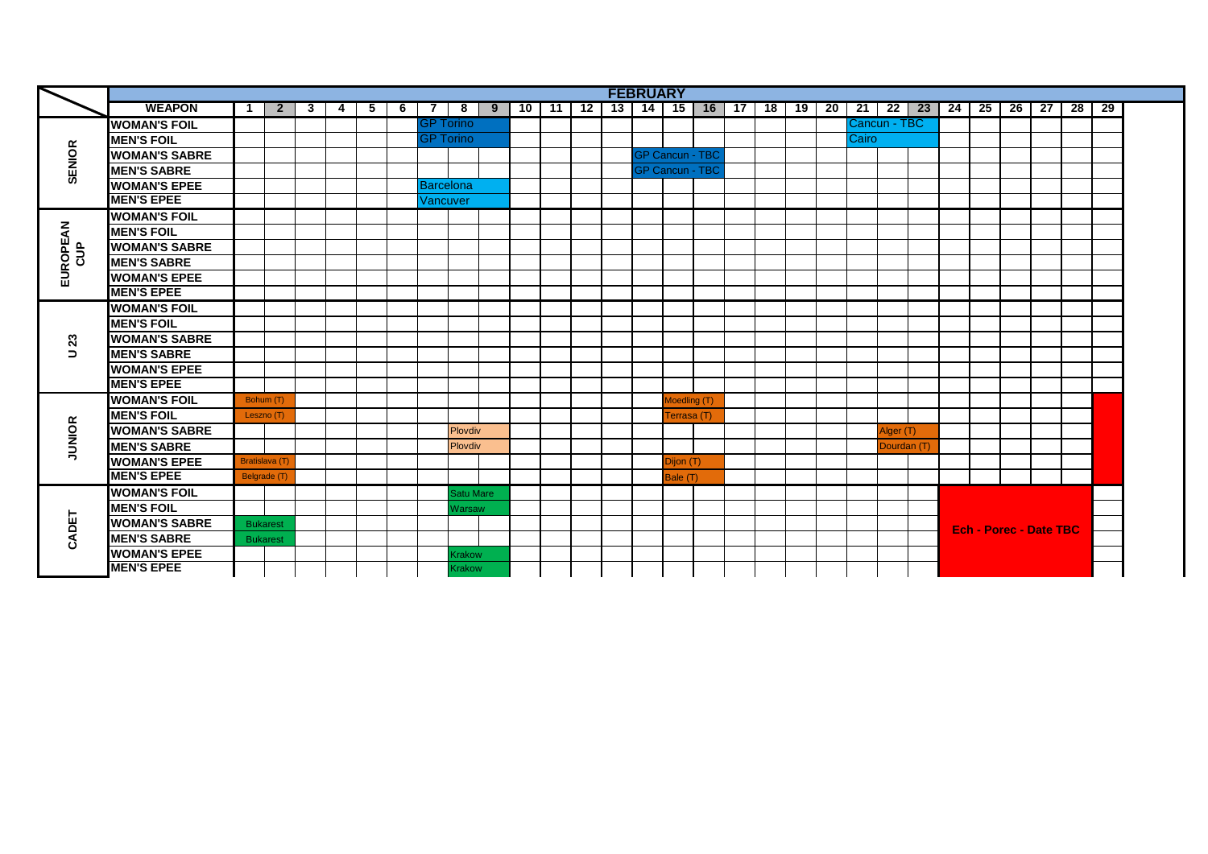| | WEAPON | FEBRUARY | | | | | | | | | | | | | | | | | | | | | | | | | | | | |
|---|---|---|---|---|---|---|---|---|---|---|---|---|---|---|---|---|---|---|---|---|---|---|---|---|---|---|---|---|---|---|
| | | 1 | 2 | 3 | 4 | 5 | 6 | 7 | 8 | 9 | 10 | 11 | 12 | 13 | 14 | 15 | 16 | 17 | 18 | 19 | 20 | 21 | 22 | 23 | 24 | 25 | 26 | 27 | 28 | 29 |
| SENIOR | WOMAN'S FOIL | | | | | | | GP Torino | | | | | | | | | | | | | | Cancun - TBC | | | | | | | | |
| | MEN'S FOIL | | | | | | | GP Torino | | | | | | | | | | | | | | Cairo | | | | | | | | |
| | WOMAN'S SABRE | | | | | | | | | | | | | | GP Cancun - TBC | | | | | | | | | | | | | | | |
| | MEN'S SABRE | | | | | | | | | | | | | | GP Cancun - TBC | | | | | | | | | | | | | | | |
| | WOMAN'S EPEE | | | | | | | Barcelona | | | | | | | | | | | | | | | | | | | | | | |
| | MEN'S EPEE | | | | | | | Vancuver | | | | | | | | | | | | | | | | | | | | | | |
| EUROPEAN CUP | WOMAN'S FOIL | | | | | | | | | | | | | | | | | | | | | | | | | | | | | |
| | MEN'S FOIL | | | | | | | | | | | | | | | | | | | | | | | | | | | | | |
| | WOMAN'S SABRE | | | | | | | | | | | | | | | | | | | | | | | | | | | | | |
| | MEN'S SABRE | | | | | | | | | | | | | | | | | | | | | | | | | | | | | |
| | WOMAN'S EPEE | | | | | | | | | | | | | | | | | | | | | | | | | | | | | |
| | MEN'S EPEE | | | | | | | | | | | | | | | | | | | | | | | | | | | | | |
| U 23 | WOMAN'S FOIL | | | | | | | | | | | | | | | | | | | | | | | | | | | | | |
| | MEN'S FOIL | | | | | | | | | | | | | | | | | | | | | | | | | | | | | |
| | WOMAN'S SABRE | | | | | | | | | | | | | | | | | | | | | | | | | | | | | |
| | MEN'S SABRE | | | | | | | | | | | | | | | | | | | | | | | | | | | | | |
| | WOMAN'S EPEE | | | | | | | | | | | | | | | | | | | | | | | | | | | | | |
| | MEN'S EPEE | | | | | | | | | | | | | | | | | | | | | | | | | | | | | |
| JUNIOR | WOMAN'S FOIL | Bohum (T) | | | | | | | | | | | | | | Moedling (T) | | | | | | | | | | | | | | |
| | MEN'S FOIL | Leszno (T) | | | | | | | | | | | | | | Terrasa (T) | | | | | | | | | | | | | | |
| | WOMAN'S SABRE | | | | | | | | Plovdiv | | | | | | | | | | | | | | Alger (T) | | | | | | | |
| | MEN'S SABRE | | | | | | | | Plovdiv | | | | | | | | | | | | | | Dourdan (T) | | | | | | | |
| | WOMAN'S EPEE | Bratislava (T) | | | | | | | | | | | | | | Dijon (T) | | | | | | | | | | | | | | |
| | MEN'S EPEE | Belgrade (T) | | | | | | | | | | | | | | Bale (T) | | | | | | | | | | | | | | |
| CADET | WOMAN'S FOIL | | | | | | | | Satu Mare | | | | | | | | | | | | | | | | | | | | | |
| | MEN'S FOIL | | | | | | | | Warsaw | | | | | | | | | | | | | | | | | | | | | |
| | WOMAN'S SABRE | Bukarest | | | | | | | | | | | | | | | | | | | | | | | Ech - Porec - Date TBC | | | | | |
| | MEN'S SABRE | Bukarest | | | | | | | | | | | | | | | | | | | | | | | | | | | | |
| | WOMAN'S EPEE | | | | | | | | Krakow | | | | | | | | | | | | | | | | | | | | | |
| | MEN'S EPEE | | | | | | | | Krakow | | | | | | | | | | | | | | | | | | | | | |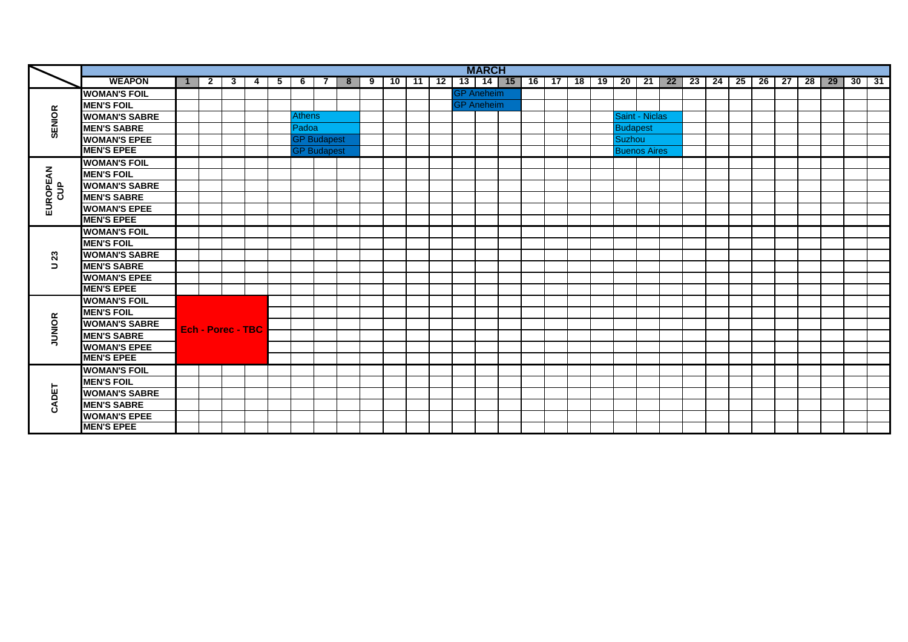| | WEAPON | 1 | 2 | 3 | 4 | 5 | 6 | 7 | 8 | 9 | 10 | 11 | 12 | 13 | 14 | 15 | 16 | 17 | 18 | 19 | 20 | 21 | 22 | 23 | 24 | 25 | 26 | 27 | 28 | 29 | 30 | 31 |
|---|---|---|---|---|---|---|---|---|---|---|---|---|---|---|---|---|---|---|---|---|---|---|---|---|---|---|---|---|---|---|---|---|
| | **MARCH** | | | | | | | | | | | | | | | | | | | | | | | | | | | | | | | |
| SENIOR | WOMAN'S FOIL | | | | | | | | | | | | | GP Aneheim | | | | | | | | | | | | | | | | | | |
| | MEN'S FOIL | | | | | | | | | | | | | GP Aneheim | | | | | | | | | | | | | | | | | | |
| | WOMAN'S SABRE | | | | | | Athens | | | | | | | | | | | | | | Saint - Niclas | | | | | | | | | | | |
| | MEN'S SABRE | | | | | | Padoa | | | | | | | | | | | | | | Budapest | | | | | | | | | | | |
| | WOMAN'S EPEE | | | | | | GP Budapest | | | | | | | | | | | | | | Suzhou | | | | | | | | | | | |
| | MEN'S EPEE | | | | | | GP Budapest | | | | | | | | | | | | | | Buenos Aires | | | | | | | | | | | |
| EUROPEAN CUP | WOMAN'S FOIL | | | | | | | | | | | | | | | | | | | | | | | | | | | | | | | |
| | MEN'S FOIL | | | | | | | | | | | | | | | | | | | | | | | | | | | | | | | |
| | WOMAN'S SABRE | | | | | | | | | | | | | | | | | | | | | | | | | | | | | | | |
| | MEN'S SABRE | | | | | | | | | | | | | | | | | | | | | | | | | | | | | | | |
| | WOMAN'S EPEE | | | | | | | | | | | | | | | | | | | | | | | | | | | | | | | |
| | MEN'S EPEE | | | | | | | | | | | | | | | | | | | | | | | | | | | | | | | |
| U 23 | WOMAN'S FOIL | | | | | | | | | | | | | | | | | | | | | | | | | | | | | | | |
| | MEN'S FOIL | | | | | | | | | | | | | | | | | | | | | | | | | | | | | | | |
| | WOMAN'S SABRE | | | | | | | | | | | | | | | | | | | | | | | | | | | | | | | |
| | MEN'S SABRE | | | | | | | | | | | | | | | | | | | | | | | | | | | | | | | |
| | WOMAN'S EPEE | | | | | | | | | | | | | | | | | | | | | | | | | | | | | | | |
| | MEN'S EPEE | | | | | | | | | | | | | | | | | | | | | | | | | | | | | | | |
| JUNIOR | WOMAN'S FOIL | Ech - Porec - TBC | | | | | | | | | | | | | | | | | | | | | | | | | | | | | | |
| | MEN'S FOIL | Ech - Porec - TBC | | | | | | | | | | | | | | | | | | | | | | | | | | | | | | |
| | WOMAN'S SABRE | Ech - Porec - TBC | | | | | | | | | | | | | | | | | | | | | | | | | | | | | | |
| | MEN'S SABRE | Ech - Porec - TBC | | | | | | | | | | | | | | | | | | | | | | | | | | | | | | |
| | WOMAN'S EPEE | Ech - Porec - TBC | | | | | | | | | | | | | | | | | | | | | | | | | | | | | | |
| | MEN'S EPEE | Ech - Porec - TBC | | | | | | | | | | | | | | | | | | | | | | | | | | | | | | |
| CADET | WOMAN'S FOIL | | | | | | | | | | | | | | | | | | | | | | | | | | | | | | | |
| | MEN'S FOIL | | | | | | | | | | | | | | | | | | | | | | | | | | | | | | | |
| | WOMAN'S SABRE | | | | | | | | | | | | | | | | | | | | | | | | | | | | | | | |
| | MEN'S SABRE | | | | | | | | | | | | | | | | | | | | | | | | | | | | | | | |
| | WOMAN'S EPEE | | | | | | | | | | | | | | | | | | | | | | | | | | | | | | | |
| | MEN'S EPEE | | | | | | | | | | | | | | | | | | | | | | | | | | | | | | | |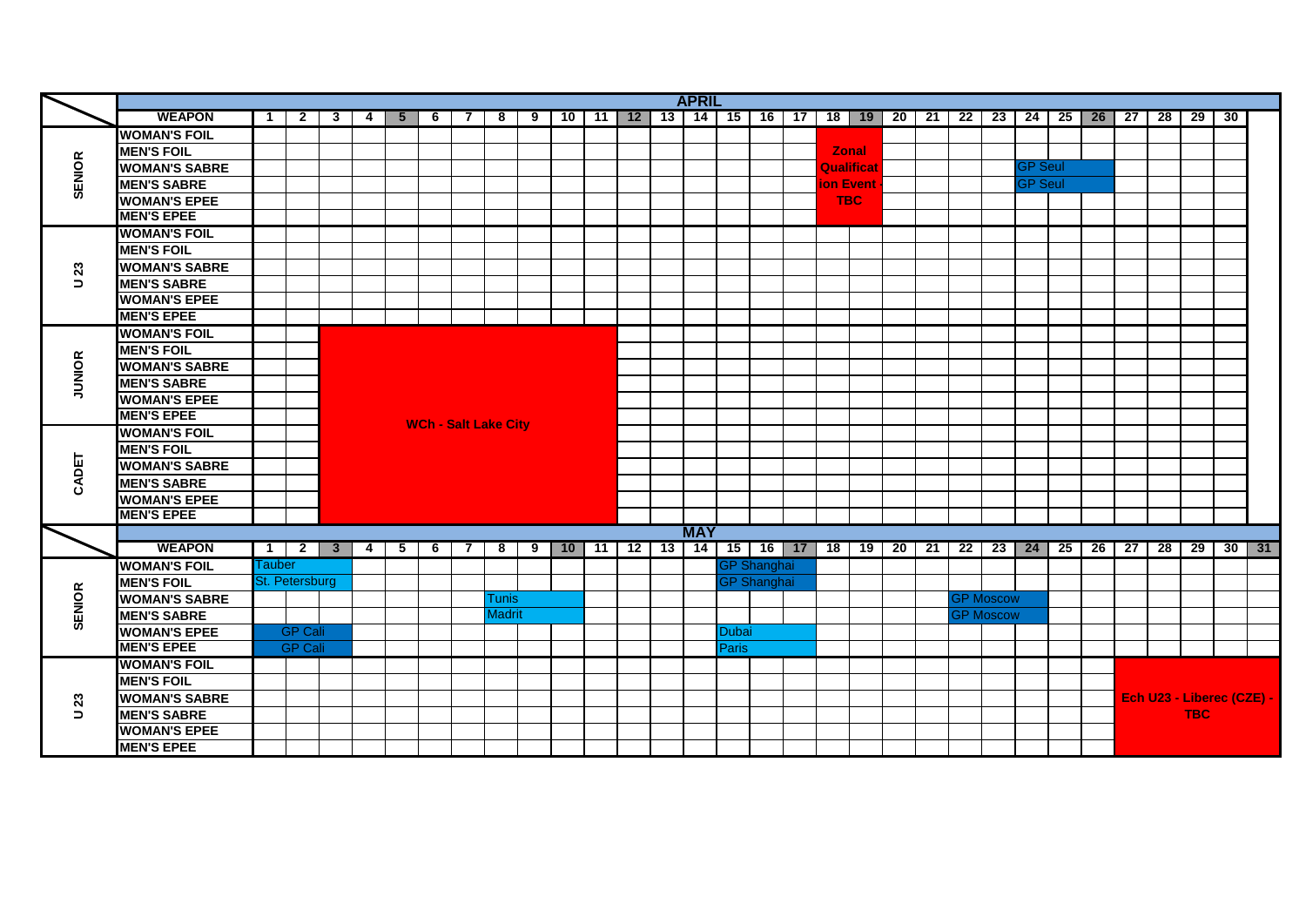## APRIL

| | WEAPON | 1 | 2 | 3 | 4 | 5 | 6 | 7 | 8 | 9 | 10 | 11 | 12 | 13 | 14 | 15 | 16 | 17 | 18 | 19 | 20 | 21 | 22 | 23 | 24 | 25 | 26 | 27 | 28 | 29 | 30 |
|---|---|---|---|---|---|---|---|---|---|---|---|---|---|---|---|---|---|---|---|---|---|---|---|---|---|---|---|---|---|---|---|
| SENIOR | WOMAN'S FOIL | | | | | | | | | | | | | | | | | | Zonal Qualification Event - TBC | | | | | | | | | | | | |
| | MEN'S FOIL | | | | | | | | | | | | | | | | | | | | | | | | | | | | | | |
| | WOMAN'S SABRE | | | | | | | | | | | | | | | | | | | | | | | | GP Seul | | | | | | |
| | MEN'S SABRE | | | | | | | | | | | | | | | | | | | | | | | | GP Seul | | | | | | |
| | WOMAN'S EPEE | | | | | | | | | | | | | | | | | | | | | | | | | | | | | | |
| | MEN'S EPEE | | | | | | | | | | | | | | | | | | | | | | | | | | | | | | |
| U 23 | WOMAN'S FOIL | | | | | | | | | | | | | | | | | | | | | | | | | | | | | | |
| | MEN'S FOIL | | | | | | | | | | | | | | | | | | | | | | | | | | | | | | |
| | WOMAN'S SABRE | | | | | | | | | | | | | | | | | | | | | | | | | | | | | | |
| | MEN'S SABRE | | | | | | | | | | | | | | | | | | | | | | | | | | | | | | |
| | WOMAN'S EPEE | | | | | | | | | | | | | | | | | | | | | | | | | | | | | | |
| | MEN'S EPEE | | | | | | | | | | | | | | | | | | | | | | | | | | | | | | |
| JUNIOR | WOMAN'S FOIL | | | WCh - Salt Lake City | | | | | | | | | | | | | | | | | | | | | | | | | | | |
| | MEN'S FOIL | | | | | | | | | | | | | | | | | | | | | | | | | | | | | | |
| | WOMAN'S SABRE | | | | | | | | | | | | | | | | | | | | | | | | | | | | | | |
| | MEN'S SABRE | | | | | | | | | | | | | | | | | | | | | | | | | | | | | | |
| | WOMAN'S EPEE | | | | | | | | | | | | | | | | | | | | | | | | | | | | | | |
| | MEN'S EPEE | | | | | | | | | | | | | | | | | | | | | | | | | | | | | | |
| CADET | WOMAN'S FOIL | | | | | | | | | | | | | | | | | | | | | | | | | | | | | | |
| | MEN'S FOIL | | | | | | | | | | | | | | | | | | | | | | | | | | | | | | |
| | WOMAN'S SABRE | | | | | | | | | | | | | | | | | | | | | | | | | | | | | | |
| | MEN'S SABRE | | | | | | | | | | | | | | | | | | | | | | | | | | | | | | |
| | WOMAN'S EPEE | | | | | | | | | | | | | | | | | | | | | | | | | | | | | | |
| | MEN'S EPEE | | | | | | | | | | | | | | | | | | | | | | | | | | | | | | |

## MAY

| | WEAPON | 1 | 2 | 3 | 4 | 5 | 6 | 7 | 8 | 9 | 10 | 11 | 12 | 13 | 14 | 15 | 16 | 17 | 18 | 19 | 20 | 21 | 22 | 23 | 24 | 25 | 26 | 27 | 28 | 29 | 30 | 31 |
|---|---|---|---|---|---|---|---|---|---|---|---|---|---|---|---|---|---|---|---|---|---|---|---|---|---|---|---|---|---|---|---|---|
| SENIOR | WOMAN'S FOIL | Tauber | | | | | | | | | | | | | | GP Shanghai | | | | | | | | | | | | | | | | |
| | MEN'S FOIL | St. Petersburg | | | | | | | | | | | | | | GP Shanghai | | | | | | | | | | | | | | | | |
| | WOMAN'S SABRE | | | | | | | | Tunis | | | | | | | | | | | | | | GP Moscow | | | | | | | | | |
| | MEN'S SABRE | | | | | | | | Madrit | | | | | | | | | | | | | | GP Moscow | | | | | | | | | |
| | WOMAN'S EPEE | GP Cali | | | | | | | | | | | | | | Dubai | | | | | | | | | | | | | | | | |
| | MEN'S EPEE | GP Cali | | | | | | | | | | | | | | Paris | | | | | | | | | | | | | | | | |
| U 23 | WOMAN'S FOIL | | | | | | | | | | | | | | | | | | | | | | | | | | | Ech U23 - Liberec (CZE) - TBC | | | | |
| | MEN'S FOIL | | | | | | | | | | | | | | | | | | | | | | | | | | | | | | | |
| | WOMAN'S SABRE | | | | | | | | | | | | | | | | | | | | | | | | | | | | | | | |
| | MEN'S SABRE | | | | | | | | | | | | | | | | | | | | | | | | | | | | | | | |
| | WOMAN'S EPEE | | | | | | | | | | | | | | | | | | | | | | | | | | | | | | | |
| | MEN'S EPEE | | | | | | | | | | | | | | | | | | | | | | | | | | | | | | | |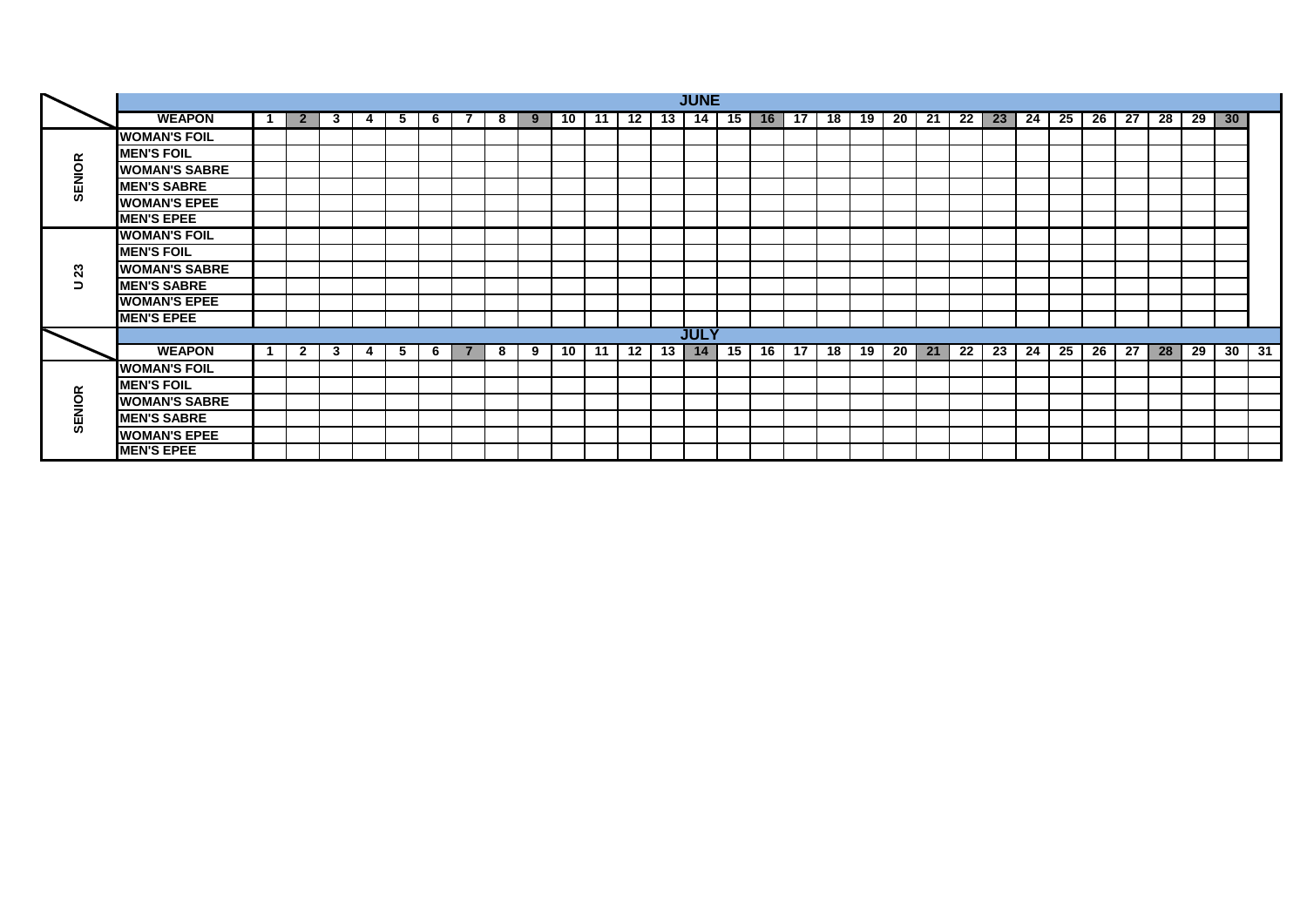| | JUNE | | | | | | | | | | | | | | | | | | | | | | | | | | | | | | |
|---|---|---|---|---|---|---|---|---|---|---|---|---|---|---|---|---|---|---|---|---|---|---|---|---|---|---|---|---|---|---|---|
| | WEAPON | 1 | 2 | 3 | 4 | 5 | 6 | 7 | 8 | 9 | 10 | 11 | 12 | 13 | 14 | 15 | 16 | 17 | 18 | 19 | 20 | 21 | 22 | 23 | 24 | 25 | 26 | 27 | 28 | 29 | 30 |
| SENIOR | WOMAN'S FOIL | | | | | | | | | | | | | | | | | | | | | | | | | | | | | | |
| | MEN'S FOIL | | | | | | | | | | | | | | | | | | | | | | | | | | | | | | |
| | WOMAN'S SABRE | | | | | | | | | | | | | | | | | | | | | | | | | | | | | | |
| | MEN'S SABRE | | | | | | | | | | | | | | | | | | | | | | | | | | | | | | |
| | WOMAN'S EPEE | | | | | | | | | | | | | | | | | | | | | | | | | | | | | | |
| | MEN'S EPEE | | | | | | | | | | | | | | | | | | | | | | | | | | | | | | |
| U 23 | WOMAN'S FOIL | | | | | | | | | | | | | | | | | | | | | | | | | | | | | | |
| | MEN'S FOIL | | | | | | | | | | | | | | | | | | | | | | | | | | | | | | |
| | WOMAN'S SABRE | | | | | | | | | | | | | | | | | | | | | | | | | | | | | | |
| | MEN'S SABRE | | | | | | | | | | | | | | | | | | | | | | | | | | | | | | |
| | WOMAN'S EPEE | | | | | | | | | | | | | | | | | | | | | | | | | | | | | | |
| | MEN'S EPEE | | | | | | | | | | | | | | | | | | | | | | | | | | | | | | |

| | JULY | | | | | | | | | | | | | | | | | | | | | | | | | | | | | | | |
|---|---|---|---|---|---|---|---|---|---|---|---|---|---|---|---|---|---|---|---|---|---|---|---|---|---|---|---|---|---|---|---|---|
| | WEAPON | 1 | 2 | 3 | 4 | 5 | 6 | 7 | 8 | 9 | 10 | 11 | 12 | 13 | 14 | 15 | 16 | 17 | 18 | 19 | 20 | 21 | 22 | 23 | 24 | 25 | 26 | 27 | 28 | 29 | 30 | 31 |
| SENIOR | WOMAN'S FOIL | | | | | | | | | | | | | | | | | | | | | | | | | | | | | | | |
| | MEN'S FOIL | | | | | | | | | | | | | | | | | | | | | | | | | | | | | | | |
| | WOMAN'S SABRE | | | | | | | | | | | | | | | | | | | | | | | | | | | | | | | |
| | MEN'S SABRE | | | | | | | | | | | | | | | | | | | | | | | | | | | | | | | |
| | WOMAN'S EPEE | | | | | | | | | | | | | | | | | | | | | | | | | | | | | | | |
| | MEN'S EPEE | | | | | | | | | | | | | | | | | | | | | | | | | | | | | | | |